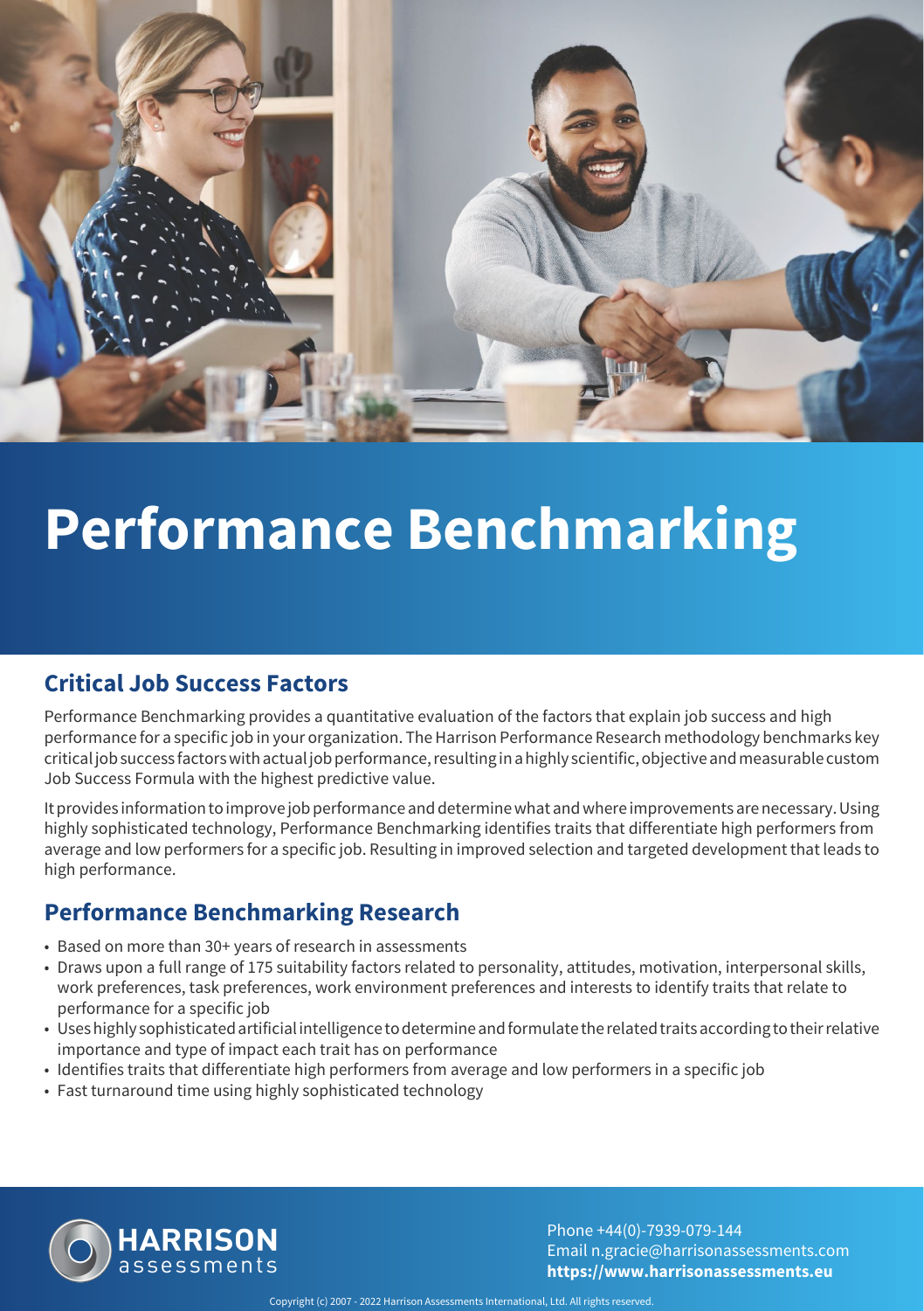# Performance Benchmarking

## Critical Job Success Factors

Performance Benchmarking provides a quantitative evaluation of the factors that explain job success and high performance for a specific job in your organization. The Harrison Performance Research methodology benchmarks key critical job success factors with actual job performance, resulting in a highly scientific, objective and measurable custom Job Success Formula with the highest predictive value.

It provides information to improve job performance and determine what and where improvements are necessary. Using highly sophisticated technology, Performance Benchmarking identifies traits that differentiate high performers from average and low performers for a specific job. Resulting in improved selection and targeted development that leads to high performance.

## Performance Benchmarking Research

- Based on more than 30+ years of research in assessments
- Draws upon a full range of 175 suitability factors related to personality, attitudes, motivation, interpersonal skills, work preferences, task preferences, work environment preferences and interests to identify traits that relate to performance for a specific job
- Uses highly sophisticated artificial intelligence to determine and formulate the related traits according to their relative importance and type of impact each trait has on performance
- Identifies traits that differentiate high performers from average and low performers in a specific job
- Fast turnaround time using highly sophisticated technology

HARRISON assessments

Phone +44(0)-7939-079-144
Email n.gracie@harrisonassessments.com
**https://www.harrisonassessments.eu**

Copyright (c) 2007 - 2022 Harrison Assessments International, Ltd. All rights reserved.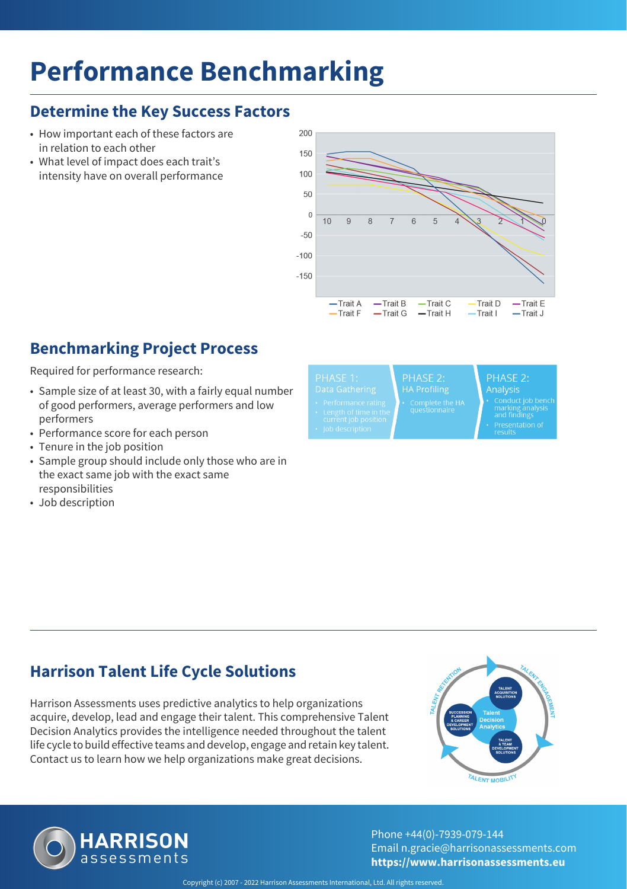# Performance Benchmarking

## Determine the Key Success Factors

- How important each of these factors are in relation to each other
- What level of impact does each trait's intensity have on overall performance

200
150
100
50
0
-50
-100
-150

10 9 8 7 6 5 4 3 2 1 0

Trait A, Trait B, Trait C, Trait D, Trait E, Trait F, Trait G, Trait H, Trait I, Trait J

## Benchmarking Project Process

Required for performance research:

- Sample size of at least 30, with a fairly equal number of good performers, average performers and low performers
- Performance score for each person
- Tenure in the job position
- Sample group should include only those who are in the exact same job with the exact same responsibilities
- Job description

**PHASE 1:** Data Gathering
- Performance rating
- Length of time in the current job position
- Job description

**PHASE 2:** HA Profiling
- Complete the HA questionnaire

**PHASE 2:** Analysis
- Conduct job bench marking analysis and findings
- Presentation of results

## Harrison Talent Life Cycle Solutions

Harrison Assessments uses predictive analytics to help organizations acquire, develop, lead and engage their talent. This comprehensive Talent Decision Analytics provides the intelligence needed throughout the talent life cycle to build effective teams and develop, engage and retain key talent. Contact us to learn how we help organizations make great decisions.

TALENT RETENTION
TALENT ENGAGEMENT
TALENT MOBILITY
TALENT ACQUISITION SOLUTIONS
SUCCESSION PLANNING & CAREER DEVELOPMENT SOLUTIONS
Talent Decision Analytics
TALENT & TEAM DEVELOPMENT SOLUTIONS

HARRISON assessments

Phone +44(0)-7939-079-144
Email n.gracie@harrisonassessments.com
**https://www.harrisonassessments.eu**

Copyright (c) 2007 - 2022 Harrison Assessments International, Ltd. All rights reserved.